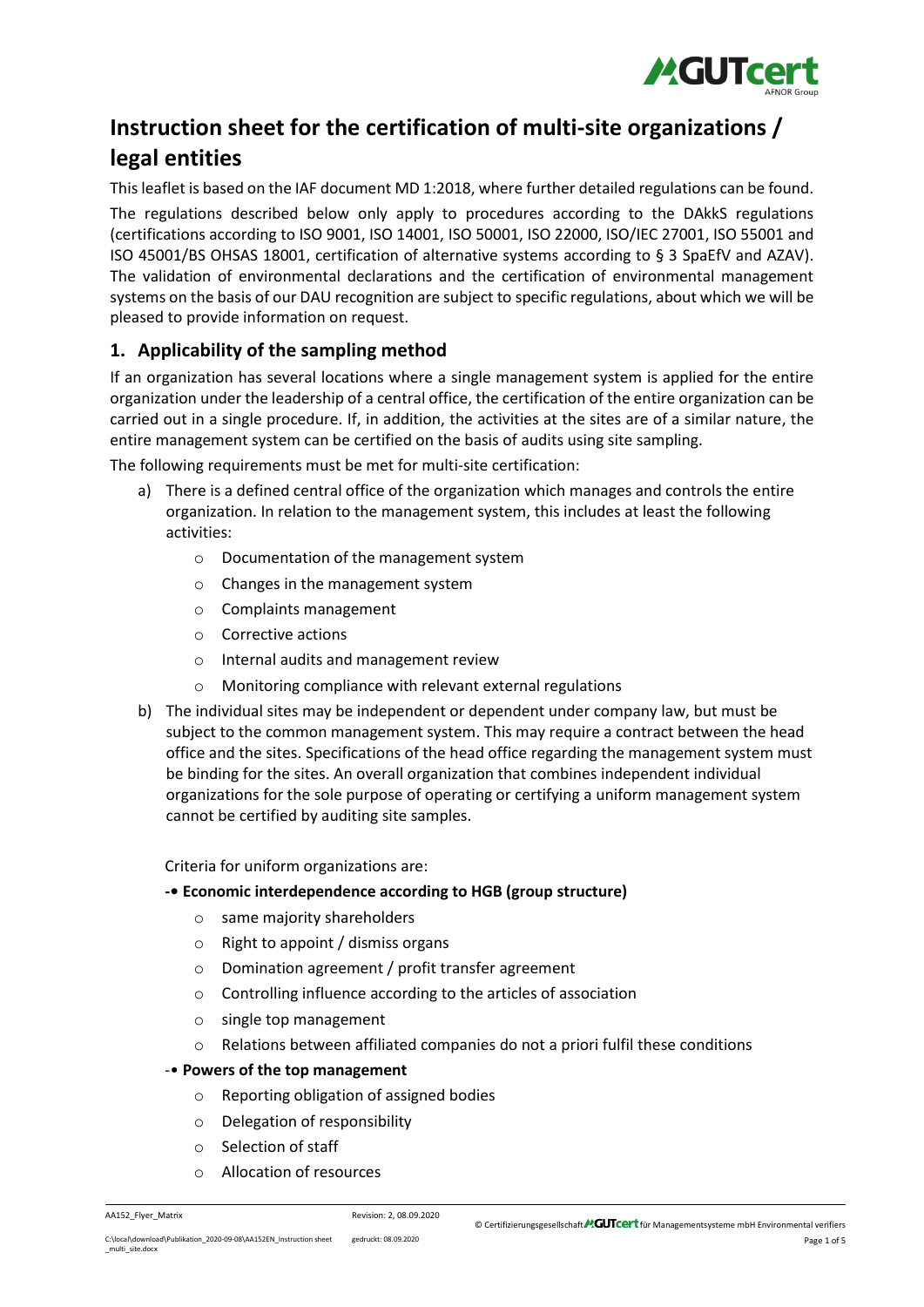# Instruction sheet for the certification of multi-site organizations / legal entities

This leaflet is based on the IAF document MD 1:2018, where further detailed regulations can be found.

The regulations described below only apply to procedures according to the DAkkS regulations (certifications according to ISO 9001, ISO 14001, ISO 50001, ISO 22000, ISO/IEC 27001, ISO 55001 and ISO 45001/BS OHSAS 18001, certification of alternative systems according to § 3 SpaEfV and AZAV). The validation of environmental declarations and the certification of environmental management systems on the basis of our DAU recognition are subject to specific regulations, about which we will be pleased to provide information on request.

## 1. Applicability of the sampling method

If an organization has several locations where a single management system is applied for the entire organization under the leadership of a central office, the certification of the entire organization can be carried out in a single procedure. If, in addition, the activities at the sites are of a similar nature, the entire management system can be certified on the basis of audits using site sampling.

The following requirements must be met for multi-site certification:

a) There is a defined central office of the organization which manages and controls the entire organization. In relation to the management system, this includes at least the following activities:
   - Documentation of the management system
   - Changes in the management system
   - Complaints management
   - Corrective actions
   - Internal audits and management review
   - Monitoring compliance with relevant external regulations

b) The individual sites may be independent or dependent under company law, but must be subject to the common management system. This may require a contract between the head office and the sites. Specifications of the head office regarding the management system must be binding for the sites. An overall organization that combines independent individual organizations for the sole purpose of operating or certifying a uniform management system cannot be certified by auditing site samples.

   Criteria for uniform organizations are:

   -• **Economic interdependence according to HGB (group structure)**
   - same majority shareholders
   - Right to appoint / dismiss organs
   - Domination agreement / profit transfer agreement
   - Controlling influence according to the articles of association
   - single top management
   - Relations between affiliated companies do not a priori fulfil these conditions

   -• **Powers of the top management**
   - Reporting obligation of assigned bodies
   - Delegation of responsibility
   - Selection of staff
   - Allocation of resources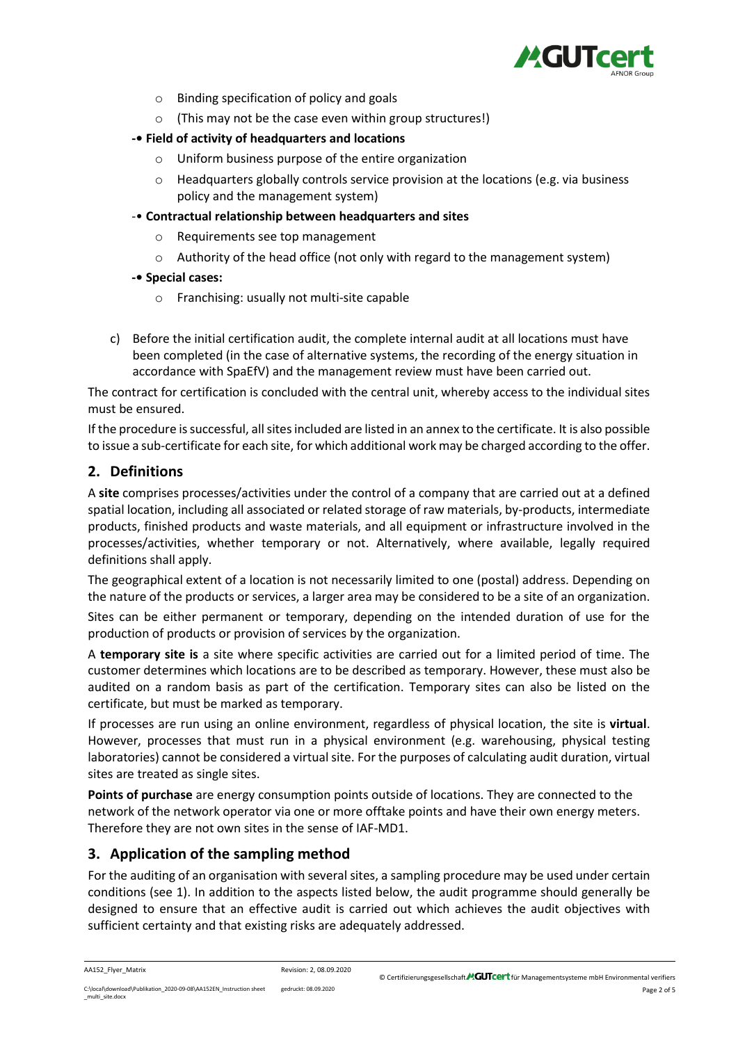- Binding specification of policy and goals
  - (This may not be the case even within group structures!)
- **Field of activity of headquarters and locations**
  - Uniform business purpose of the entire organization
  - Headquarters globally controls service provision at the locations (e.g. via business policy and the management system)
- **Contractual relationship between headquarters and sites**
  - Requirements see top management
  - Authority of the head office (not only with regard to the management system)
- **Special cases:**
  - Franchising: usually not multi-site capable

c) Before the initial certification audit, the complete internal audit at all locations must have been completed (in the case of alternative systems, the recording of the energy situation in accordance with SpaEfV) and the management review must have been carried out.

The contract for certification is concluded with the central unit, whereby access to the individual sites must be ensured.

If the procedure is successful, all sites included are listed in an annex to the certificate. It is also possible to issue a sub-certificate for each site, for which additional work may be charged according to the offer.

## 2. Definitions

A **site** comprises processes/activities under the control of a company that are carried out at a defined spatial location, including all associated or related storage of raw materials, by-products, intermediate products, finished products and waste materials, and all equipment or infrastructure involved in the processes/activities, whether temporary or not. Alternatively, where available, legally required definitions shall apply.

The geographical extent of a location is not necessarily limited to one (postal) address. Depending on the nature of the products or services, a larger area may be considered to be a site of an organization.

Sites can be either permanent or temporary, depending on the intended duration of use for the production of products or provision of services by the organization.

A **temporary site is** a site where specific activities are carried out for a limited period of time. The customer determines which locations are to be described as temporary. However, these must also be audited on a random basis as part of the certification. Temporary sites can also be listed on the certificate, but must be marked as temporary.

If processes are run using an online environment, regardless of physical location, the site is **virtual**. However, processes that must run in a physical environment (e.g. warehousing, physical testing laboratories) cannot be considered a virtual site. For the purposes of calculating audit duration, virtual sites are treated as single sites.

**Points of purchase** are energy consumption points outside of locations. They are connected to the network of the network operator via one or more offtake points and have their own energy meters. Therefore they are not own sites in the sense of IAF-MD1.

## 3. Application of the sampling method

For the auditing of an organisation with several sites, a sampling procedure may be used under certain conditions (see 1). In addition to the aspects listed below, the audit programme should generally be designed to ensure that an effective audit is carried out which achieves the audit objectives with sufficient certainty and that existing risks are adequately addressed.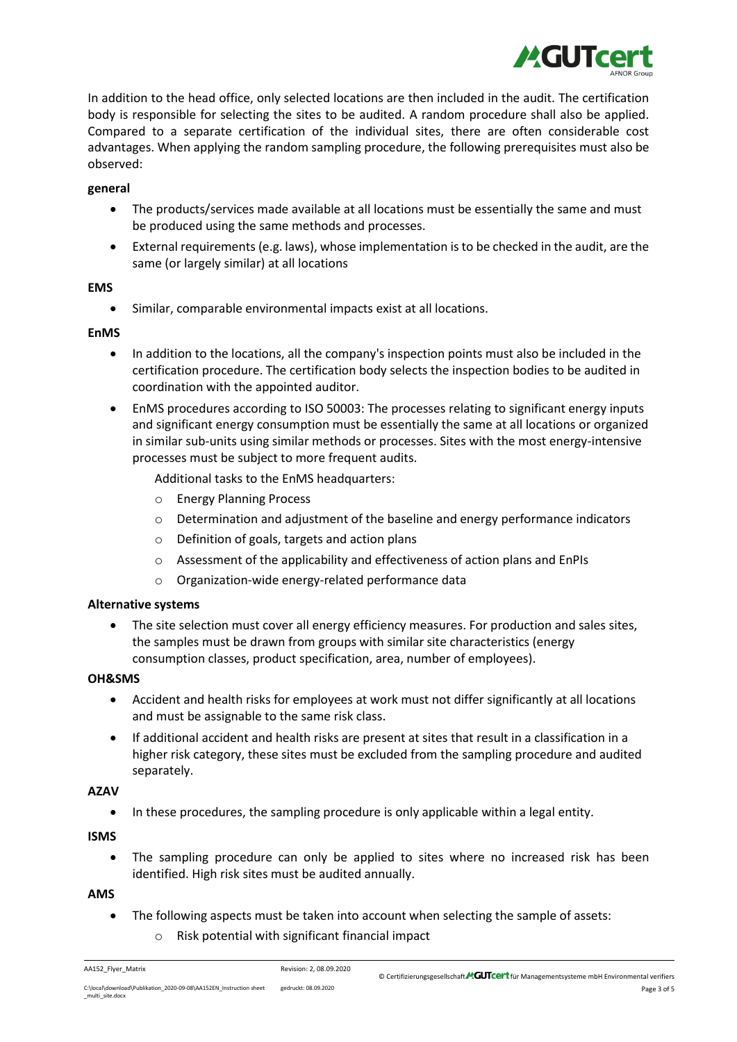In addition to the head office, only selected locations are then included in the audit. The certification body is responsible for selecting the sites to be audited. A random procedure shall also be applied. Compared to a separate certification of the individual sites, there are often considerable cost advantages. When applying the random sampling procedure, the following prerequisites must also be observed:

**general**

- The products/services made available at all locations must be essentially the same and must be produced using the same methods and processes.
- External requirements (e.g. laws), whose implementation is to be checked in the audit, are the same (or largely similar) at all locations

**EMS**

- Similar, comparable environmental impacts exist at all locations.

**EnMS**

- In addition to the locations, all the company's inspection points must also be included in the certification procedure. The certification body selects the inspection bodies to be audited in coordination with the appointed auditor.
- EnMS procedures according to ISO 50003: The processes relating to significant energy inputs and significant energy consumption must be essentially the same at all locations or organized in similar sub-units using similar methods or processes. Sites with the most energy-intensive processes must be subject to more frequent audits.

  Additional tasks to the EnMS headquarters:

  - Energy Planning Process
  - Determination and adjustment of the baseline and energy performance indicators
  - Definition of goals, targets and action plans
  - Assessment of the applicability and effectiveness of action plans and EnPIs
  - Organization-wide energy-related performance data

**Alternative systems**

- The site selection must cover all energy efficiency measures. For production and sales sites, the samples must be drawn from groups with similar site characteristics (energy consumption classes, product specification, area, number of employees).

**OH&SMS**

- Accident and health risks for employees at work must not differ significantly at all locations and must be assignable to the same risk class.
- If additional accident and health risks are present at sites that result in a classification in a higher risk category, these sites must be excluded from the sampling procedure and audited separately.

**AZAV**

- In these procedures, the sampling procedure is only applicable within a legal entity.

**ISMS**

- The sampling procedure can only be applied to sites where no increased risk has been identified. High risk sites must be audited annually.

**AMS**

- The following aspects must be taken into account when selecting the sample of assets:
  - Risk potential with significant financial impact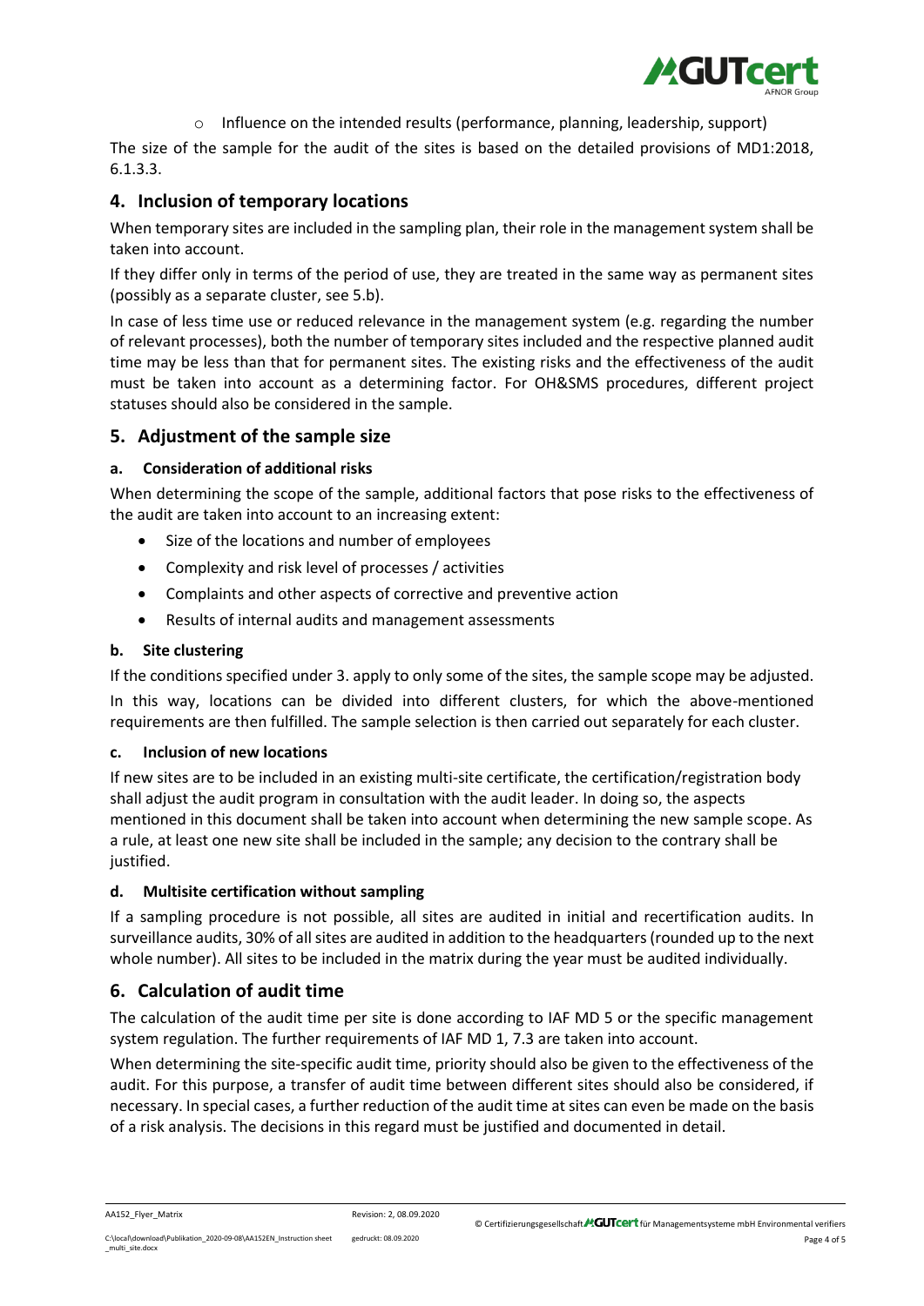- Influence on the intended results (performance, planning, leadership, support)

The size of the sample for the audit of the sites is based on the detailed provisions of MD1:2018, 6.1.3.3.

## 4. Inclusion of temporary locations

When temporary sites are included in the sampling plan, their role in the management system shall be taken into account.

If they differ only in terms of the period of use, they are treated in the same way as permanent sites (possibly as a separate cluster, see 5.b).

In case of less time use or reduced relevance in the management system (e.g. regarding the number of relevant processes), both the number of temporary sites included and the respective planned audit time may be less than that for permanent sites. The existing risks and the effectiveness of the audit must be taken into account as a determining factor. For OH&SMS procedures, different project statuses should also be considered in the sample.

## 5. Adjustment of the sample size

### a. Consideration of additional risks

When determining the scope of the sample, additional factors that pose risks to the effectiveness of the audit are taken into account to an increasing extent:

- Size of the locations and number of employees
- Complexity and risk level of processes / activities
- Complaints and other aspects of corrective and preventive action
- Results of internal audits and management assessments

### b. Site clustering

If the conditions specified under 3. apply to only some of the sites, the sample scope may be adjusted. In this way, locations can be divided into different clusters, for which the above-mentioned requirements are then fulfilled. The sample selection is then carried out separately for each cluster.

### c. Inclusion of new locations

If new sites are to be included in an existing multi-site certificate, the certification/registration body shall adjust the audit program in consultation with the audit leader. In doing so, the aspects mentioned in this document shall be taken into account when determining the new sample scope. As a rule, at least one new site shall be included in the sample; any decision to the contrary shall be justified.

### d. Multisite certification without sampling

If a sampling procedure is not possible, all sites are audited in initial and recertification audits. In surveillance audits, 30% of all sites are audited in addition to the headquarters (rounded up to the next whole number). All sites to be included in the matrix during the year must be audited individually.

## 6. Calculation of audit time

The calculation of the audit time per site is done according to IAF MD 5 or the specific management system regulation. The further requirements of IAF MD 1, 7.3 are taken into account.

When determining the site-specific audit time, priority should also be given to the effectiveness of the audit. For this purpose, a transfer of audit time between different sites should also be considered, if necessary. In special cases, a further reduction of the audit time at sites can even be made on the basis of a risk analysis. The decisions in this regard must be justified and documented in detail.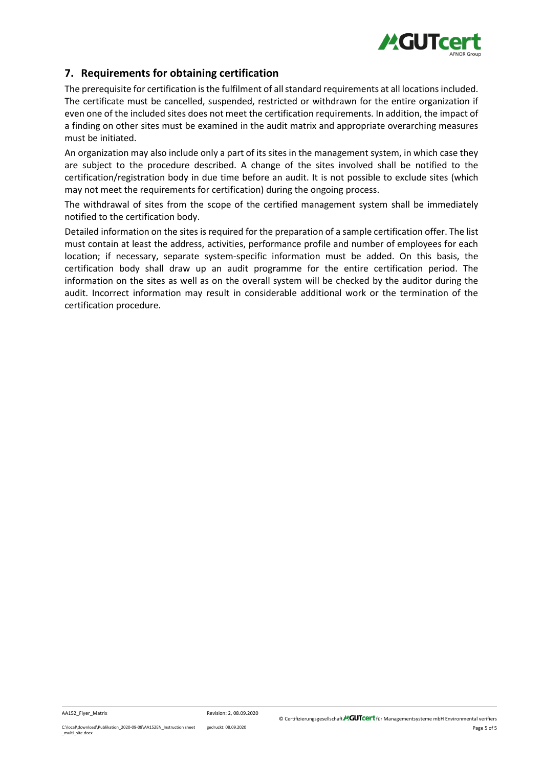## 7. Requirements for obtaining certification

The prerequisite for certification is the fulfilment of all standard requirements at all locations included. The certificate must be cancelled, suspended, restricted or withdrawn for the entire organization if even one of the included sites does not meet the certification requirements. In addition, the impact of a finding on other sites must be examined in the audit matrix and appropriate overarching measures must be initiated.

An organization may also include only a part of its sites in the management system, in which case they are subject to the procedure described. A change of the sites involved shall be notified to the certification/registration body in due time before an audit. It is not possible to exclude sites (which may not meet the requirements for certification) during the ongoing process.

The withdrawal of sites from the scope of the certified management system shall be immediately notified to the certification body.

Detailed information on the sites is required for the preparation of a sample certification offer. The list must contain at least the address, activities, performance profile and number of employees for each location; if necessary, separate system-specific information must be added. On this basis, the certification body shall draw up an audit programme for the entire certification period. The information on the sites as well as on the overall system will be checked by the auditor during the audit. Incorrect information may result in considerable additional work or the termination of the certification procedure.